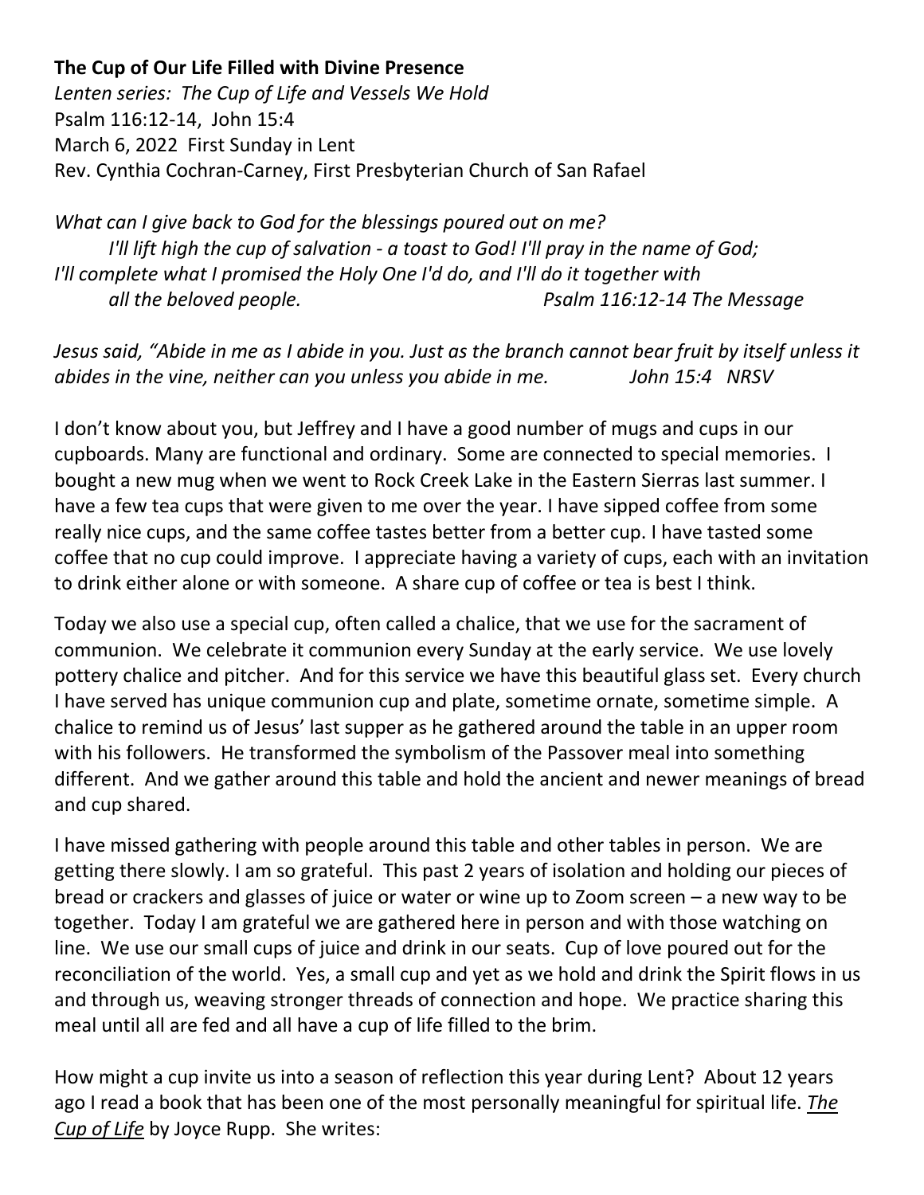**The Cup of Our Life Filled with Divine Presence**
*Lenten series: The Cup of Life and Vessels We Hold*
Psalm 116:12-14, John 15:4
March 6, 2022 First Sunday in Lent
Rev. Cynthia Cochran-Carney, First Presbyterian Church of San Rafael

*What can I give back to God for the blessings poured out on me?*
*I'll lift high the cup of salvation - a toast to God! I'll pray in the name of God;*
*I'll complete what I promised the Holy One I'd do, and I'll do it together with*
*all the beloved people. Psalm 116:12-14 The Message*

*Jesus said, "Abide in me as I abide in you. Just as the branch cannot bear fruit by itself unless it abides in the vine, neither can you unless you abide in me. John 15:4 NRSV*

I don't know about you, but Jeffrey and I have a good number of mugs and cups in our cupboards. Many are functional and ordinary. Some are connected to special memories. I bought a new mug when we went to Rock Creek Lake in the Eastern Sierras last summer. I have a few tea cups that were given to me over the year. I have sipped coffee from some really nice cups, and the same coffee tastes better from a better cup. I have tasted some coffee that no cup could improve. I appreciate having a variety of cups, each with an invitation to drink either alone or with someone. A share cup of coffee or tea is best I think.

Today we also use a special cup, often called a chalice, that we use for the sacrament of communion. We celebrate it communion every Sunday at the early service. We use lovely pottery chalice and pitcher. And for this service we have this beautiful glass set. Every church I have served has unique communion cup and plate, sometime ornate, sometime simple. A chalice to remind us of Jesus' last supper as he gathered around the table in an upper room with his followers. He transformed the symbolism of the Passover meal into something different. And we gather around this table and hold the ancient and newer meanings of bread and cup shared.

I have missed gathering with people around this table and other tables in person. We are getting there slowly. I am so grateful. This past 2 years of isolation and holding our pieces of bread or crackers and glasses of juice or water or wine up to Zoom screen – a new way to be together. Today I am grateful we are gathered here in person and with those watching on line. We use our small cups of juice and drink in our seats. Cup of love poured out for the reconciliation of the world. Yes, a small cup and yet as we hold and drink the Spirit flows in us and through us, weaving stronger threads of connection and hope. We practice sharing this meal until all are fed and all have a cup of life filled to the brim.

How might a cup invite us into a season of reflection this year during Lent? About 12 years ago I read a book that has been one of the most personally meaningful for spiritual life. ***The Cup of Life*** by Joyce Rupp. She writes: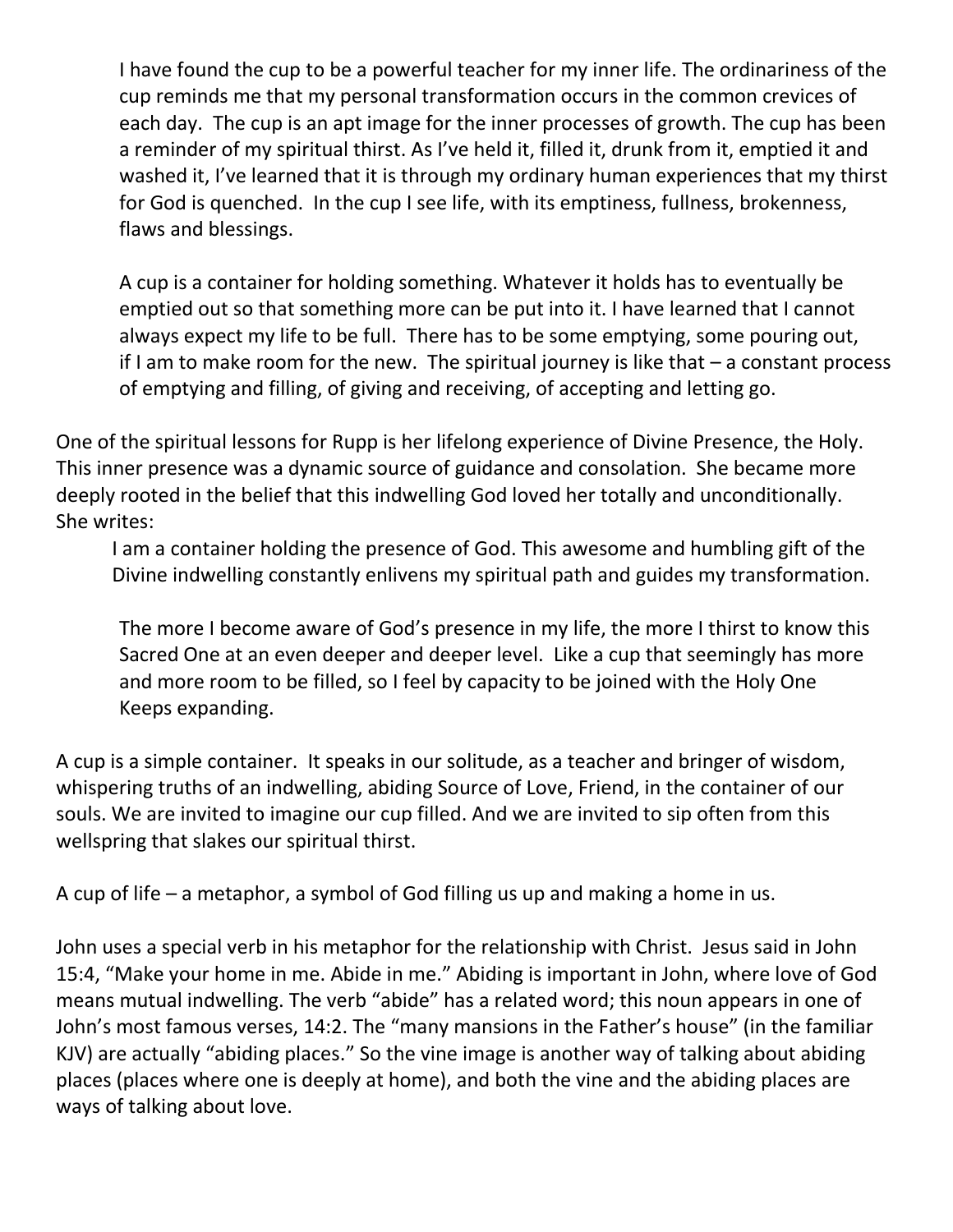> I have found the cup to be a powerful teacher for my inner life. The ordinariness of the cup reminds me that my personal transformation occurs in the common crevices of each day. The cup is an apt image for the inner processes of growth. The cup has been a reminder of my spiritual thirst. As I've held it, filled it, drunk from it, emptied it and washed it, I've learned that it is through my ordinary human experiences that my thirst for God is quenched. In the cup I see life, with its emptiness, fullness, brokenness, flaws and blessings.
>
> A cup is a container for holding something. Whatever it holds has to eventually be emptied out so that something more can be put into it. I have learned that I cannot always expect my life to be full. There has to be some emptying, some pouring out, if I am to make room for the new. The spiritual journey is like that – a constant process of emptying and filling, of giving and receiving, of accepting and letting go.

One of the spiritual lessons for Rupp is her lifelong experience of Divine Presence, the Holy. This inner presence was a dynamic source of guidance and consolation. She became more deeply rooted in the belief that this indwelling God loved her totally and unconditionally. She writes:

> I am a container holding the presence of God. This awesome and humbling gift of the Divine indwelling constantly enlivens my spiritual path and guides my transformation.
>
> The more I become aware of God's presence in my life, the more I thirst to know this Sacred One at an even deeper and deeper level. Like a cup that seemingly has more and more room to be filled, so I feel by capacity to be joined with the Holy One Keeps expanding.

A cup is a simple container. It speaks in our solitude, as a teacher and bringer of wisdom, whispering truths of an indwelling, abiding Source of Love, Friend, in the container of our souls. We are invited to imagine our cup filled. And we are invited to sip often from this wellspring that slakes our spiritual thirst.

A cup of life – a metaphor, a symbol of God filling us up and making a home in us.

John uses a special verb in his metaphor for the relationship with Christ. Jesus said in John 15:4, "Make your home in me. Abide in me." Abiding is important in John, where love of God means mutual indwelling. The verb "abide" has a related word; this noun appears in one of John's most famous verses, 14:2. The "many mansions in the Father's house" (in the familiar KJV) are actually "abiding places." So the vine image is another way of talking about abiding places (places where one is deeply at home), and both the vine and the abiding places are ways of talking about love.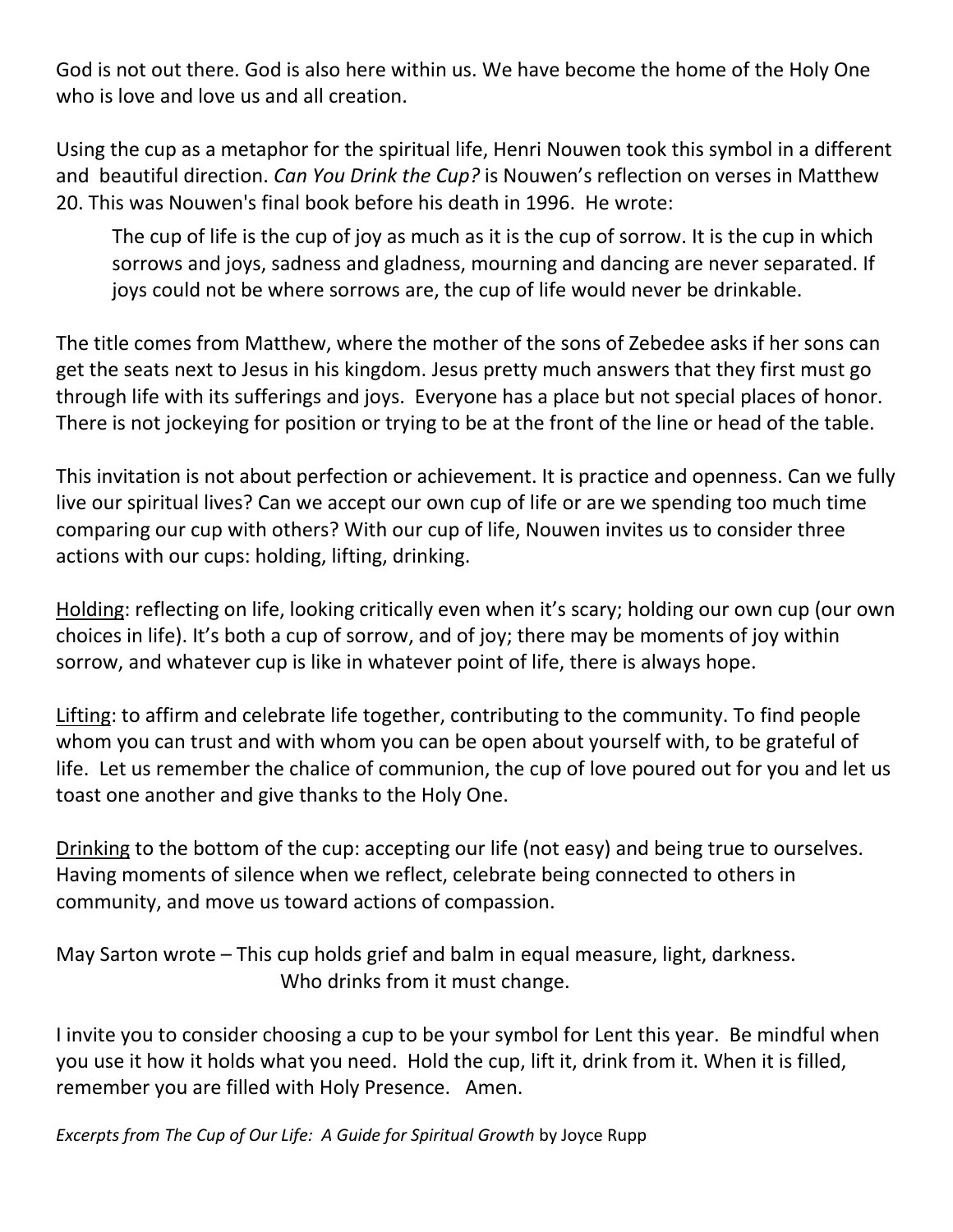God is not out there. God is also here within us. We have become the home of the Holy One who is love and love us and all creation.

Using the cup as a metaphor for the spiritual life, Henri Nouwen took this symbol in a different and beautiful direction. *Can You Drink the Cup?* is Nouwen's reflection on verses in Matthew 20. This was Nouwen's final book before his death in 1996. He wrote:

> The cup of life is the cup of joy as much as it is the cup of sorrow. It is the cup in which sorrows and joys, sadness and gladness, mourning and dancing are never separated. If joys could not be where sorrows are, the cup of life would never be drinkable.

The title comes from Matthew, where the mother of the sons of Zebedee asks if her sons can get the seats next to Jesus in his kingdom. Jesus pretty much answers that they first must go through life with its sufferings and joys. Everyone has a place but not special places of honor. There is not jockeying for position or trying to be at the front of the line or head of the table.

This invitation is not about perfection or achievement. It is practice and openness. Can we fully live our spiritual lives? Can we accept our own cup of life or are we spending too much time comparing our cup with others? With our cup of life, Nouwen invites us to consider three actions with our cups: holding, lifting, drinking.

<u>Holding</u>: reflecting on life, looking critically even when it's scary; holding our own cup (our own choices in life). It's both a cup of sorrow, and of joy; there may be moments of joy within sorrow, and whatever cup is like in whatever point of life, there is always hope.

<u>Lifting</u>: to affirm and celebrate life together, contributing to the community. To find people whom you can trust and with whom you can be open about yourself with, to be grateful of life. Let us remember the chalice of communion, the cup of love poured out for you and let us toast one another and give thanks to the Holy One.

<u>Drinking</u> to the bottom of the cup: accepting our life (not easy) and being true to ourselves. Having moments of silence when we reflect, celebrate being connected to others in community, and move us toward actions of compassion.

May Sarton wrote – This cup holds grief and balm in equal measure, light, darkness.
Who drinks from it must change.

I invite you to consider choosing a cup to be your symbol for Lent this year. Be mindful when you use it how it holds what you need. Hold the cup, lift it, drink from it. When it is filled, remember you are filled with Holy Presence. Amen.

*Excerpts from The Cup of Our Life: A Guide for Spiritual Growth* by Joyce Rupp